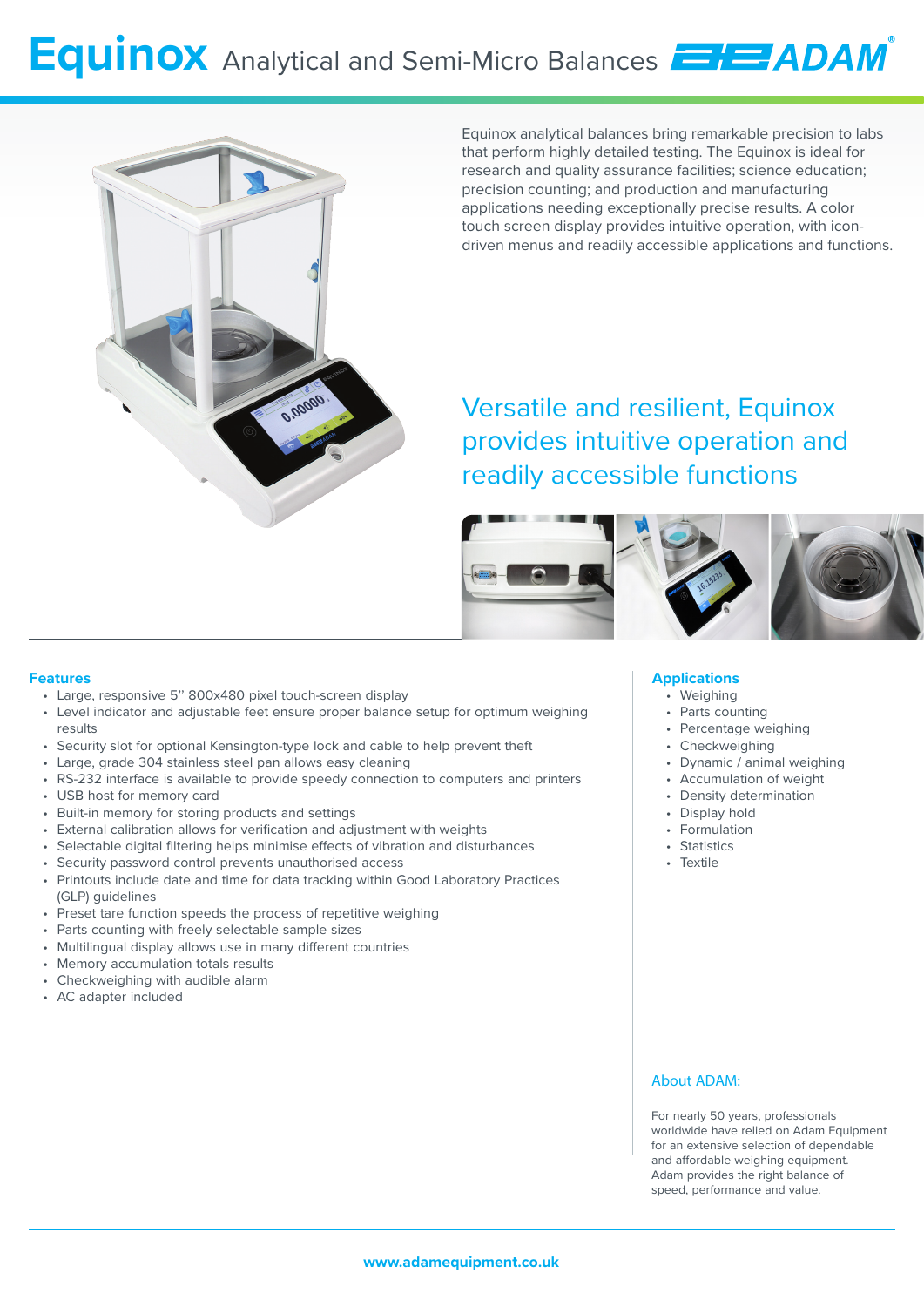# Equinox Analytical and Semi-Micro Balances

Equinox analytical balances bring remarkable precision to labs that perform highly detailed testing. The Equinox is ideal for research and quality assurance facilities; science education; precision counting; and production and manufacturing applications needing exceptionally precise results. A color touch screen display provides intuitive operation, with icon-driven menus and readily accessible applications and functions.

## Versatile and resilient, Equinox provides intuitive operation and readily accessible functions

### Features

- Large, responsive 5" 800x480 pixel touch-screen display
- Level indicator and adjustable feet ensure proper balance setup for optimum weighing results
- Security slot for optional Kensington-type lock and cable to help prevent theft
- Large, grade 304 stainless steel pan allows easy cleaning
- RS-232 interface is available to provide speedy connection to computers and printers
- USB host for memory card
- Built-in memory for storing products and settings
- External calibration allows for verification and adjustment with weights
- Selectable digital filtering helps minimise effects of vibration and disturbances
- Security password control prevents unauthorised access
- Printouts include date and time for data tracking within Good Laboratory Practices (GLP) guidelines
- Preset tare function speeds the process of repetitive weighing
- Parts counting with freely selectable sample sizes
- Multilingual display allows use in many different countries
- Memory accumulation totals results
- Checkweighing with audible alarm
- AC adapter included

### Applications

- Weighing
- Parts counting
- Percentage weighing
- Checkweighing
- Dynamic / animal weighing
- Accumulation of weight
- Density determination
- Display hold
- Formulation
- Statistics
- Textile

### About ADAM:

For nearly 50 years, professionals worldwide have relied on Adam Equipment for an extensive selection of dependable and affordable weighing equipment. Adam provides the right balance of speed, performance and value.

**www.adamequipment.co.uk**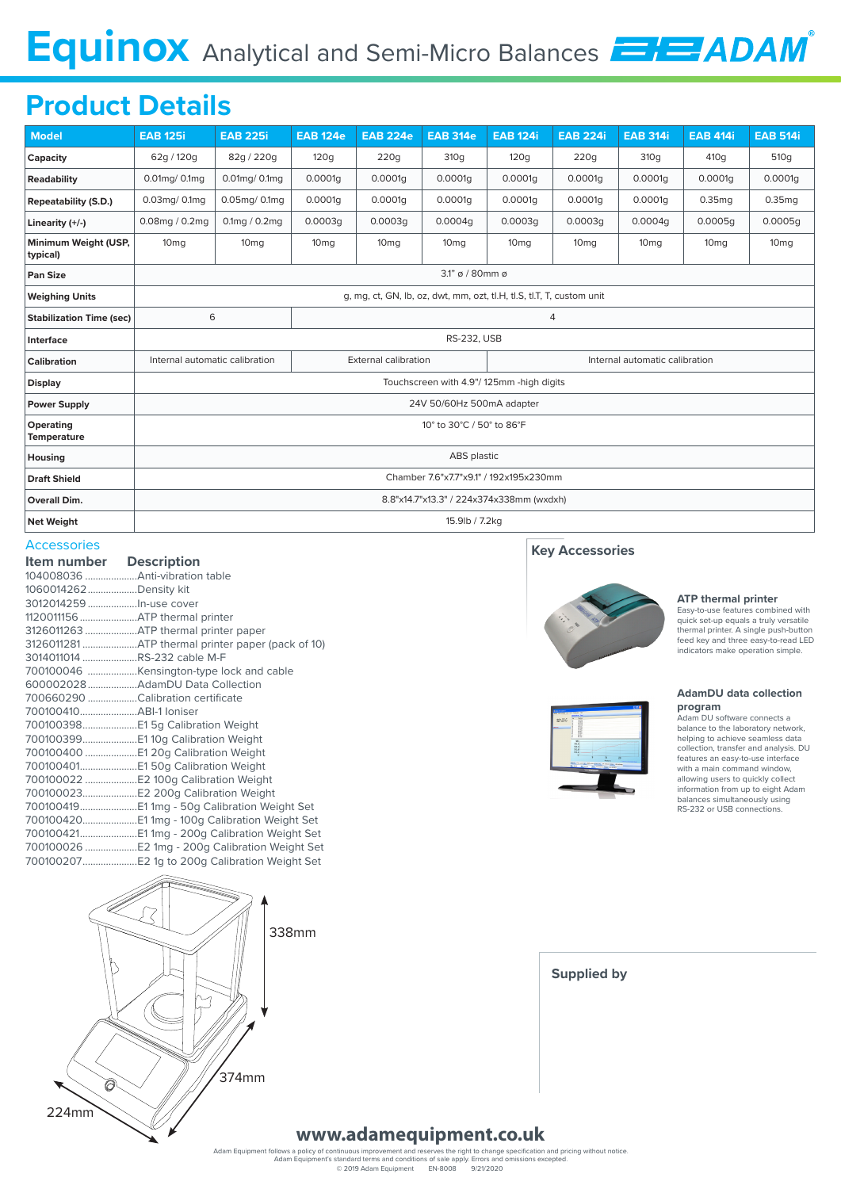# Equinox Analytical and Semi-Micro Balances

## Product Details

| Model | EAB 125i | EAB 225i | EAB 124e | EAB 224e | EAB 314e | EAB 124i | EAB 224i | EAB 314i | EAB 414i | EAB 514i |
|---|---|---|---|---|---|---|---|---|---|---|
| Capacity | 62g / 120g | 82g / 220g | 120g | 220g | 310g | 120g | 220g | 310g | 410g | 510g |
| Readability | 0.01mg/ 0.1mg | 0.01mg/ 0.1mg | 0.0001g | 0.0001g | 0.0001g | 0.0001g | 0.0001g | 0.0001g | 0.0001g | 0.0001g |
| Repeatability (S.D.) | 0.03mg/ 0.1mg | 0.05mg/ 0.1mg | 0.0001g | 0.0001g | 0.0001g | 0.0001g | 0.0001g | 0.0001g | 0.35mg | 0.35mg |
| Linearity (+/-) | 0.08mg / 0.2mg | 0.1mg / 0.2mg | 0.0003g | 0.0003g | 0.0004g | 0.0003g | 0.0003g | 0.0004g | 0.0005g | 0.0005g |
| Minimum Weight (USP, typical) | 10mg | 10mg | 10mg | 10mg | 10mg | 10mg | 10mg | 10mg | 10mg | 10mg |
| Pan Size | 3.1" ø / 80mm ø | | | | | | | | | |
| Weighing Units | g, mg, ct, GN, lb, oz, dwt, mm, ozt, tl.H, tl.S, tl.T, T, custom unit | | | | | | | | | |
| Stabilization Time (sec) | 6 | | 4 | | | | | | | |
| Interface | RS-232, USB | | | | | | | | | |
| Calibration | Internal automatic calibration | | External calibration | | | Internal automatic calibration | | | | |
| Display | Touchscreen with 4.9"/ 125mm -high digits | | | | | | | | | |
| Power Supply | 24V 50/60Hz 500mA adapter | | | | | | | | | |
| Operating Temperature | 10° to 30°C / 50° to 86°F | | | | | | | | | |
| Housing | ABS plastic | | | | | | | | | |
| Draft Shield | Chamber 7.6"x7.7"x9.1" / 192x195x230mm | | | | | | | | | |
| Overall Dim. | 8.8"x14.7"x13.3" / 224x374x338mm (wxdxh) | | | | | | | | | |
| Net Weight | 15.9lb / 7.2kg | | | | | | | | | |

### Accessories

| Item number | Description |
|---|---|
| 104008036 | Anti-vibration table |
| 1060014262 | Density kit |
| 3012014259 | In-use cover |
| 1120011156 | ATP thermal printer |
| 3126011263 | ATP thermal printer paper |
| 3126011281 | ATP thermal printer paper (pack of 10) |
| 3014011014 | RS-232 cable M-F |
| 700100046 | Kensington-type lock and cable |
| 600002028 | AdamDU Data Collection |
| 700660290 | Calibration certificate |
| 700100410 | ABI-1 Ioniser |
| 700100398 | E1 5g Calibration Weight |
| 700100399 | E1 10g Calibration Weight |
| 700100400 | E1 20g Calibration Weight |
| 700100401 | E1 50g Calibration Weight |
| 700100022 | E2 100g Calibration Weight |
| 700100023 | E2 200g Calibration Weight |
| 700100419 | E1 1mg - 50g Calibration Weight Set |
| 700100420 | E1 1mg - 100g Calibration Weight Set |
| 700100421 | E1 1mg - 200g Calibration Weight Set |
| 700100026 | E2 1mg - 200g Calibration Weight Set |
| 700100207 | E2 1g to 200g Calibration Weight Set |

338mm

374mm

224mm

### Key Accessories

**ATP thermal printer**
Easy-to-use features combined with quick set-up equals a truly versatile thermal printer. A single push-button feed key and three easy-to-read LED indicators make operation simple.

**AdamDU data collection program**
Adam DU software connects a balance to the laboratory network, helping to achieve seamless data collection, transfer and analysis. DU features an easy-to-use interface with a main command window, allowing users to quickly collect information from up to eight Adam balances simultaneously using RS-232 or USB connections.

**Supplied by**

**www.adamequipment.co.uk**

Adam Equipment follows a policy of continuous improvement and reserves the right to change specification and pricing without notice.
Adam Equipment's standard terms and conditions of sale apply. Errors and omissions excepted.
© 2019 Adam Equipment EN-8008 9/21/2020